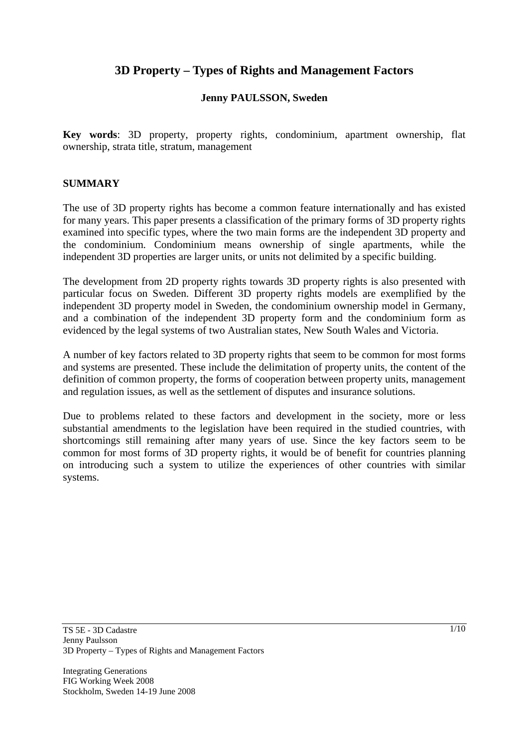# 3D Property – Types of Rights and Management Factors

**Jenny PAULSSON, Sweden**

**Key words**: 3D property, property rights, condominium, apartment ownership, flat ownership, strata title, stratum, management

## SUMMARY

The use of 3D property rights has become a common feature internationally and has existed for many years. This paper presents a classification of the primary forms of 3D property rights examined into specific types, where the two main forms are the independent 3D property and the condominium. Condominium means ownership of single apartments, while the independent 3D properties are larger units, or units not delimited by a specific building.

The development from 2D property rights towards 3D property rights is also presented with particular focus on Sweden. Different 3D property rights models are exemplified by the independent 3D property model in Sweden, the condominium ownership model in Germany, and a combination of the independent 3D property form and the condominium form as evidenced by the legal systems of two Australian states, New South Wales and Victoria.

A number of key factors related to 3D property rights that seem to be common for most forms and systems are presented. These include the delimitation of property units, the content of the definition of common property, the forms of cooperation between property units, management and regulation issues, as well as the settlement of disputes and insurance solutions.

Due to problems related to these factors and development in the society, more or less substantial amendments to the legislation have been required in the studied countries, with shortcomings still remaining after many years of use. Since the key factors seem to be common for most forms of 3D property rights, it would be of benefit for countries planning on introducing such a system to utilize the experiences of other countries with similar systems.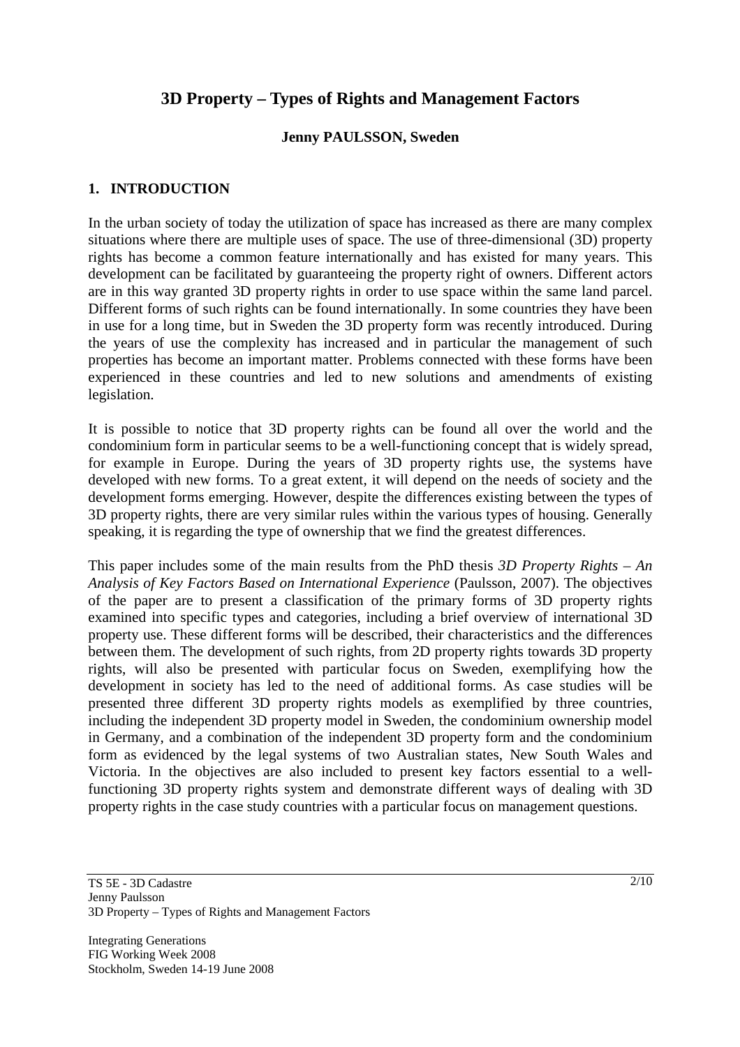# 3D Property – Types of Rights and Management Factors

**Jenny PAULSSON, Sweden**

## 1. INTRODUCTION

In the urban society of today the utilization of space has increased as there are many complex situations where there are multiple uses of space. The use of three-dimensional (3D) property rights has become a common feature internationally and has existed for many years. This development can be facilitated by guaranteeing the property right of owners. Different actors are in this way granted 3D property rights in order to use space within the same land parcel. Different forms of such rights can be found internationally. In some countries they have been in use for a long time, but in Sweden the 3D property form was recently introduced. During the years of use the complexity has increased and in particular the management of such properties has become an important matter. Problems connected with these forms have been experienced in these countries and led to new solutions and amendments of existing legislation.

It is possible to notice that 3D property rights can be found all over the world and the condominium form in particular seems to be a well-functioning concept that is widely spread, for example in Europe. During the years of 3D property rights use, the systems have developed with new forms. To a great extent, it will depend on the needs of society and the development forms emerging. However, despite the differences existing between the types of 3D property rights, there are very similar rules within the various types of housing. Generally speaking, it is regarding the type of ownership that we find the greatest differences.

This paper includes some of the main results from the PhD thesis *3D Property Rights – An Analysis of Key Factors Based on International Experience* (Paulsson, 2007). The objectives of the paper are to present a classification of the primary forms of 3D property rights examined into specific types and categories, including a brief overview of international 3D property use. These different forms will be described, their characteristics and the differences between them. The development of such rights, from 2D property rights towards 3D property rights, will also be presented with particular focus on Sweden, exemplifying how the development in society has led to the need of additional forms. As case studies will be presented three different 3D property rights models as exemplified by three countries, including the independent 3D property model in Sweden, the condominium ownership model in Germany, and a combination of the independent 3D property form and the condominium form as evidenced by the legal systems of two Australian states, New South Wales and Victoria. In the objectives are also included to present key factors essential to a well-functioning 3D property rights system and demonstrate different ways of dealing with 3D property rights in the case study countries with a particular focus on management questions.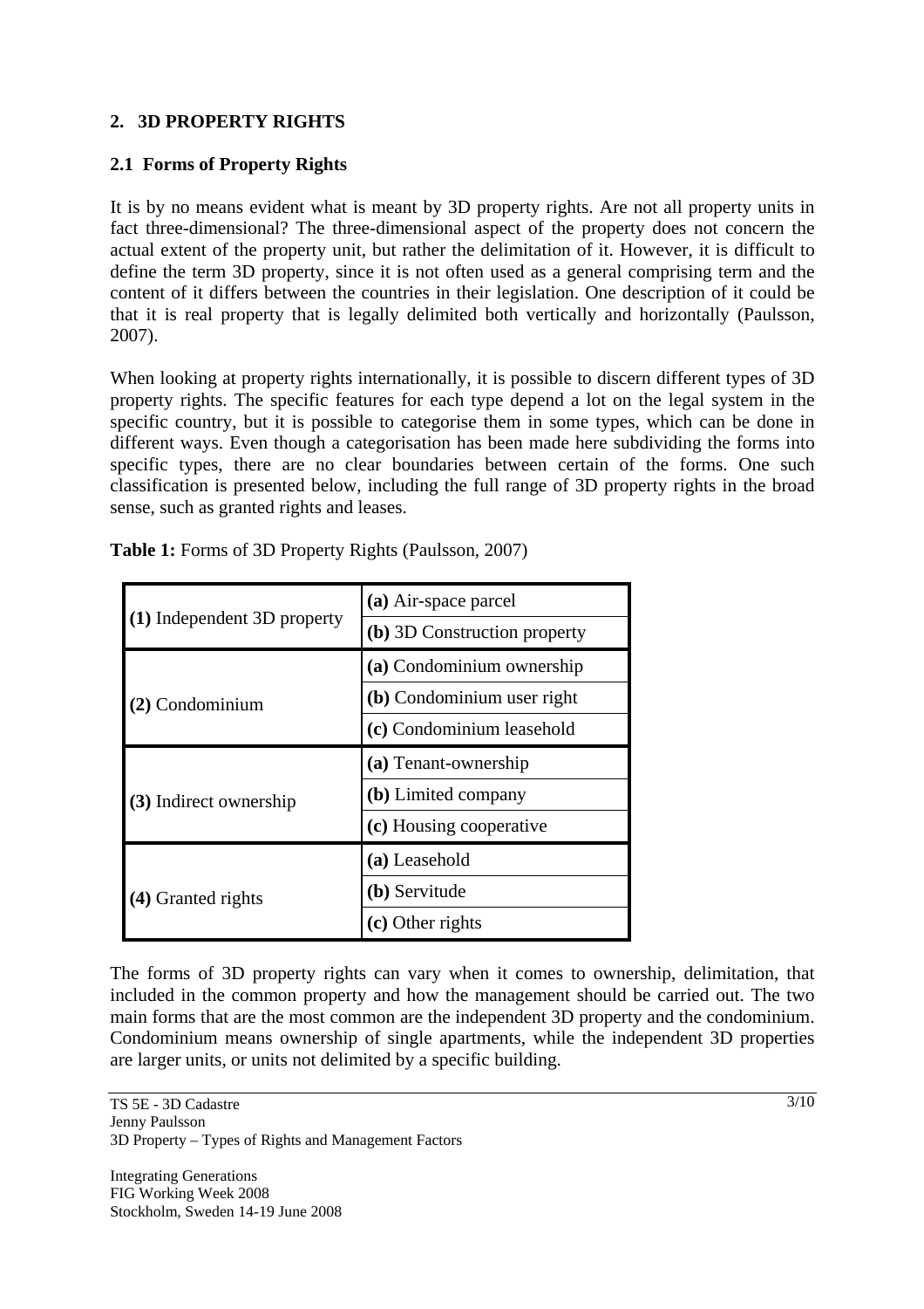## 2. 3D PROPERTY RIGHTS

### 2.1 Forms of Property Rights

It is by no means evident what is meant by 3D property rights. Are not all property units in fact three-dimensional? The three-dimensional aspect of the property does not concern the actual extent of the property unit, but rather the delimitation of it. However, it is difficult to define the term 3D property, since it is not often used as a general comprising term and the content of it differs between the countries in their legislation. One description of it could be that it is real property that is legally delimited both vertically and horizontally (Paulsson, 2007).

When looking at property rights internationally, it is possible to discern different types of 3D property rights. The specific features for each type depend a lot on the legal system in the specific country, but it is possible to categorise them in some types, which can be done in different ways. Even though a categorisation has been made here subdividing the forms into specific types, there are no clear boundaries between certain of the forms. One such classification is presented below, including the full range of 3D property rights in the broad sense, such as granted rights and leases.

**Table 1:** Forms of 3D Property Rights (Paulsson, 2007)

| | |
|---|---|
| **(1)** Independent 3D property | **(a)** Air-space parcel |
| | **(b)** 3D Construction property |
| **(2)** Condominium | **(a)** Condominium ownership |
| | **(b)** Condominium user right |
| | **(c)** Condominium leasehold |
| **(3)** Indirect ownership | **(a)** Tenant-ownership |
| | **(b)** Limited company |
| | **(c)** Housing cooperative |
| **(4)** Granted rights | **(a)** Leasehold |
| | **(b)** Servitude |
| | **(c)** Other rights |

The forms of 3D property rights can vary when it comes to ownership, delimitation, that included in the common property and how the management should be carried out. The two main forms that are the most common are the independent 3D property and the condominium. Condominium means ownership of single apartments, while the independent 3D properties are larger units, or units not delimited by a specific building.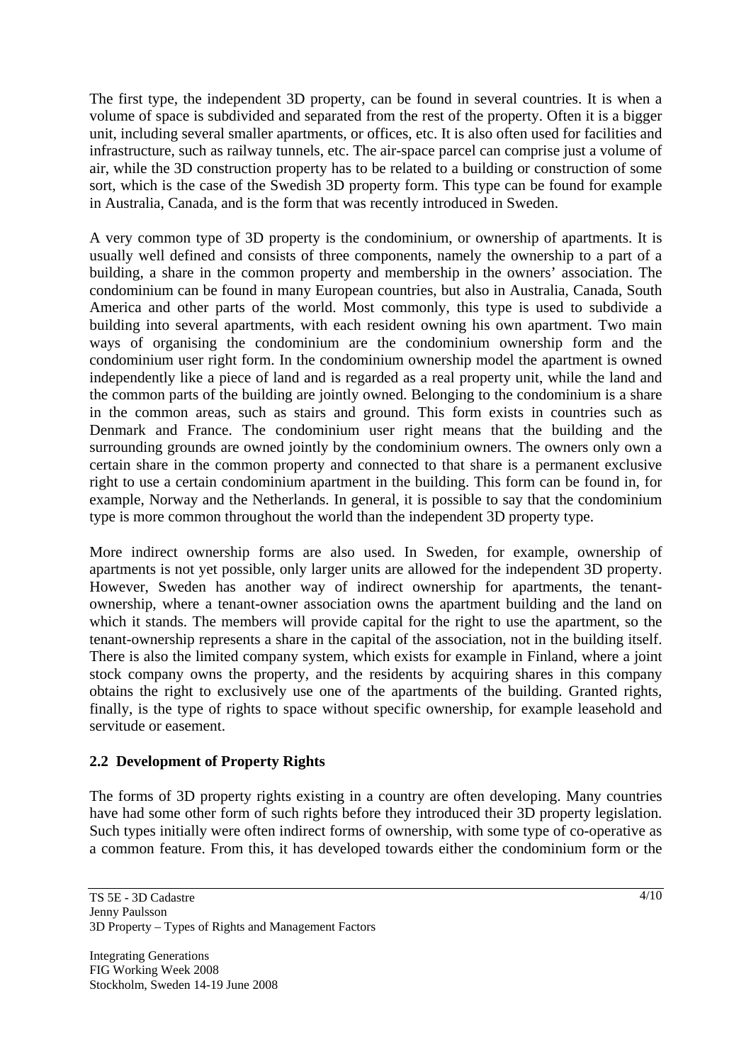The first type, the independent 3D property, can be found in several countries. It is when a volume of space is subdivided and separated from the rest of the property. Often it is a bigger unit, including several smaller apartments, or offices, etc. It is also often used for facilities and infrastructure, such as railway tunnels, etc. The air-space parcel can comprise just a volume of air, while the 3D construction property has to be related to a building or construction of some sort, which is the case of the Swedish 3D property form. This type can be found for example in Australia, Canada, and is the form that was recently introduced in Sweden.

A very common type of 3D property is the condominium, or ownership of apartments. It is usually well defined and consists of three components, namely the ownership to a part of a building, a share in the common property and membership in the owners' association. The condominium can be found in many European countries, but also in Australia, Canada, South America and other parts of the world. Most commonly, this type is used to subdivide a building into several apartments, with each resident owning his own apartment. Two main ways of organising the condominium are the condominium ownership form and the condominium user right form. In the condominium ownership model the apartment is owned independently like a piece of land and is regarded as a real property unit, while the land and the common parts of the building are jointly owned. Belonging to the condominium is a share in the common areas, such as stairs and ground. This form exists in countries such as Denmark and France. The condominium user right means that the building and the surrounding grounds are owned jointly by the condominium owners. The owners only own a certain share in the common property and connected to that share is a permanent exclusive right to use a certain condominium apartment in the building. This form can be found in, for example, Norway and the Netherlands. In general, it is possible to say that the condominium type is more common throughout the world than the independent 3D property type.

More indirect ownership forms are also used. In Sweden, for example, ownership of apartments is not yet possible, only larger units are allowed for the independent 3D property. However, Sweden has another way of indirect ownership for apartments, the tenant-ownership, where a tenant-owner association owns the apartment building and the land on which it stands. The members will provide capital for the right to use the apartment, so the tenant-ownership represents a share in the capital of the association, not in the building itself. There is also the limited company system, which exists for example in Finland, where a joint stock company owns the property, and the residents by acquiring shares in this company obtains the right to exclusively use one of the apartments of the building. Granted rights, finally, is the type of rights to space without specific ownership, for example leasehold and servitude or easement.

## 2.2 Development of Property Rights

The forms of 3D property rights existing in a country are often developing. Many countries have had some other form of such rights before they introduced their 3D property legislation. Such types initially were often indirect forms of ownership, with some type of co-operative as a common feature. From this, it has developed towards either the condominium form or the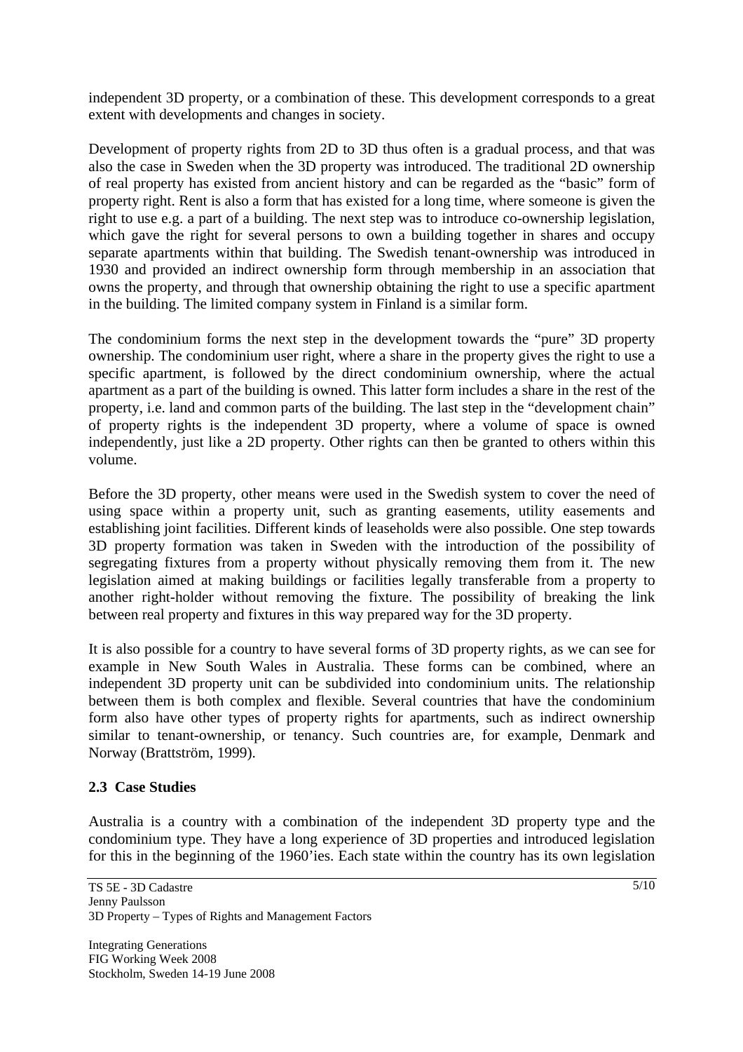independent 3D property, or a combination of these. This development corresponds to a great extent with developments and changes in society.

Development of property rights from 2D to 3D thus often is a gradual process, and that was also the case in Sweden when the 3D property was introduced. The traditional 2D ownership of real property has existed from ancient history and can be regarded as the "basic" form of property right. Rent is also a form that has existed for a long time, where someone is given the right to use e.g. a part of a building. The next step was to introduce co-ownership legislation, which gave the right for several persons to own a building together in shares and occupy separate apartments within that building. The Swedish tenant-ownership was introduced in 1930 and provided an indirect ownership form through membership in an association that owns the property, and through that ownership obtaining the right to use a specific apartment in the building. The limited company system in Finland is a similar form.

The condominium forms the next step in the development towards the "pure" 3D property ownership. The condominium user right, where a share in the property gives the right to use a specific apartment, is followed by the direct condominium ownership, where the actual apartment as a part of the building is owned. This latter form includes a share in the rest of the property, i.e. land and common parts of the building. The last step in the "development chain" of property rights is the independent 3D property, where a volume of space is owned independently, just like a 2D property. Other rights can then be granted to others within this volume.

Before the 3D property, other means were used in the Swedish system to cover the need of using space within a property unit, such as granting easements, utility easements and establishing joint facilities. Different kinds of leaseholds were also possible. One step towards 3D property formation was taken in Sweden with the introduction of the possibility of segregating fixtures from a property without physically removing them from it. The new legislation aimed at making buildings or facilities legally transferable from a property to another right-holder without removing the fixture. The possibility of breaking the link between real property and fixtures in this way prepared way for the 3D property.

It is also possible for a country to have several forms of 3D property rights, as we can see for example in New South Wales in Australia. These forms can be combined, where an independent 3D property unit can be subdivided into condominium units. The relationship between them is both complex and flexible. Several countries that have the condominium form also have other types of property rights for apartments, such as indirect ownership similar to tenant-ownership, or tenancy. Such countries are, for example, Denmark and Norway (Brattström, 1999).

### 2.3 Case Studies

Australia is a country with a combination of the independent 3D property type and the condominium type. They have a long experience of 3D properties and introduced legislation for this in the beginning of the 1960'ies. Each state within the country has its own legislation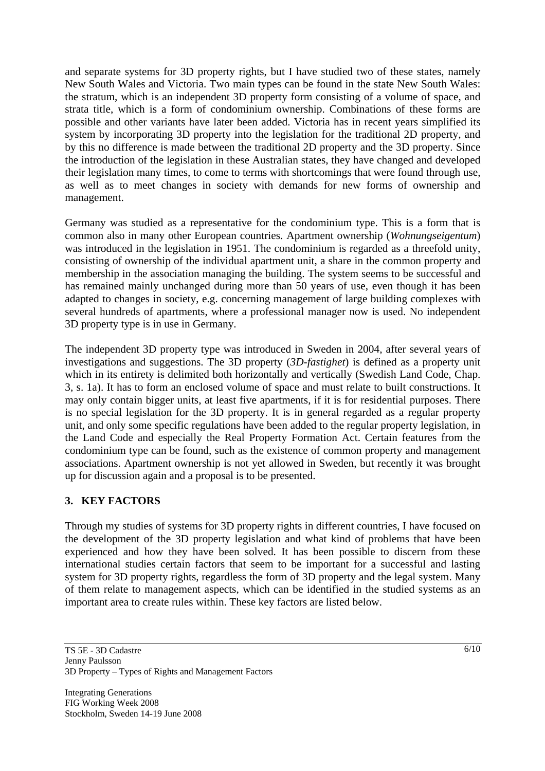and separate systems for 3D property rights, but I have studied two of these states, namely New South Wales and Victoria. Two main types can be found in the state New South Wales: the stratum, which is an independent 3D property form consisting of a volume of space, and strata title, which is a form of condominium ownership. Combinations of these forms are possible and other variants have later been added. Victoria has in recent years simplified its system by incorporating 3D property into the legislation for the traditional 2D property, and by this no difference is made between the traditional 2D property and the 3D property. Since the introduction of the legislation in these Australian states, they have changed and developed their legislation many times, to come to terms with shortcomings that were found through use, as well as to meet changes in society with demands for new forms of ownership and management.

Germany was studied as a representative for the condominium type. This is a form that is common also in many other European countries. Apartment ownership (*Wohnungseigentum*) was introduced in the legislation in 1951. The condominium is regarded as a threefold unity, consisting of ownership of the individual apartment unit, a share in the common property and membership in the association managing the building. The system seems to be successful and has remained mainly unchanged during more than 50 years of use, even though it has been adapted to changes in society, e.g. concerning management of large building complexes with several hundreds of apartments, where a professional manager now is used. No independent 3D property type is in use in Germany.

The independent 3D property type was introduced in Sweden in 2004, after several years of investigations and suggestions. The 3D property (*3D-fastighet*) is defined as a property unit which in its entirety is delimited both horizontally and vertically (Swedish Land Code, Chap. 3, s. 1a). It has to form an enclosed volume of space and must relate to built constructions. It may only contain bigger units, at least five apartments, if it is for residential purposes. There is no special legislation for the 3D property. It is in general regarded as a regular property unit, and only some specific regulations have been added to the regular property legislation, in the Land Code and especially the Real Property Formation Act. Certain features from the condominium type can be found, such as the existence of common property and management associations. Apartment ownership is not yet allowed in Sweden, but recently it was brought up for discussion again and a proposal is to be presented.

## 3. KEY FACTORS

Through my studies of systems for 3D property rights in different countries, I have focused on the development of the 3D property legislation and what kind of problems that have been experienced and how they have been solved. It has been possible to discern from these international studies certain factors that seem to be important for a successful and lasting system for 3D property rights, regardless the form of 3D property and the legal system. Many of them relate to management aspects, which can be identified in the studied systems as an important area to create rules within. These key factors are listed below.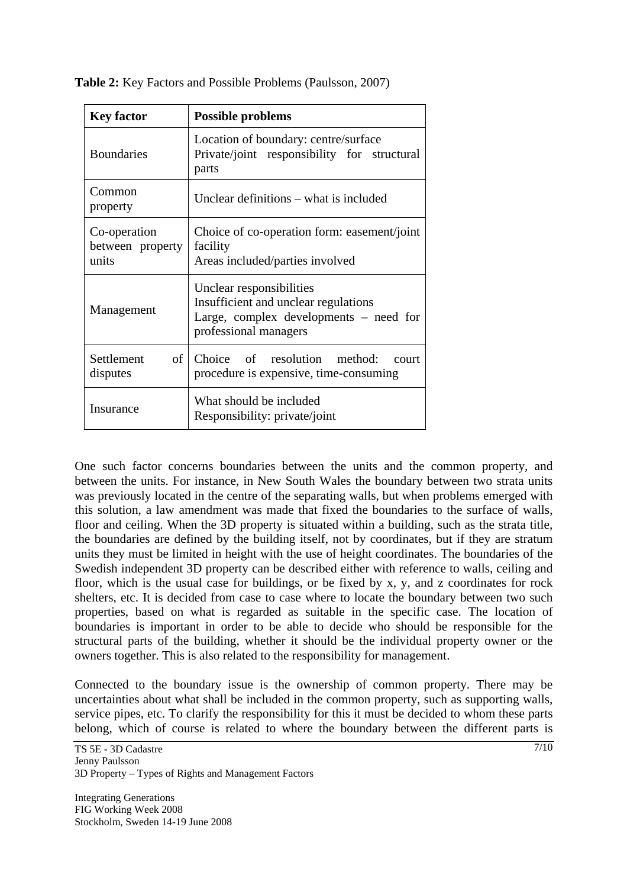**Table 2:** Key Factors and Possible Problems (Paulsson, 2007)

| Key factor | Possible problems |
|---|---|
| Boundaries | Location of boundary: centre/surface<br>Private/joint responsibility for structural parts |
| Common property | Unclear definitions – what is included |
| Co-operation between property units | Choice of co-operation form: easement/joint facility<br>Areas included/parties involved |
| Management | Unclear responsibilities<br>Insufficient and unclear regulations<br>Large, complex developments – need for professional managers |
| Settlement of disputes | Choice of resolution method: court procedure is expensive, time-consuming |
| Insurance | What should be included<br>Responsibility: private/joint |

One such factor concerns boundaries between the units and the common property, and between the units. For instance, in New South Wales the boundary between two strata units was previously located in the centre of the separating walls, but when problems emerged with this solution, a law amendment was made that fixed the boundaries to the surface of walls, floor and ceiling. When the 3D property is situated within a building, such as the strata title, the boundaries are defined by the building itself, not by coordinates, but if they are stratum units they must be limited in height with the use of height coordinates. The boundaries of the Swedish independent 3D property can be described either with reference to walls, ceiling and floor, which is the usual case for buildings, or be fixed by x, y, and z coordinates for rock shelters, etc. It is decided from case to case where to locate the boundary between two such properties, based on what is regarded as suitable in the specific case. The location of boundaries is important in order to be able to decide who should be responsible for the structural parts of the building, whether it should be the individual property owner or the owners together. This is also related to the responsibility for management.

Connected to the boundary issue is the ownership of common property. There may be uncertainties about what shall be included in the common property, such as supporting walls, service pipes, etc. To clarify the responsibility for this it must be decided to whom these parts belong, which of course is related to where the boundary between the different parts is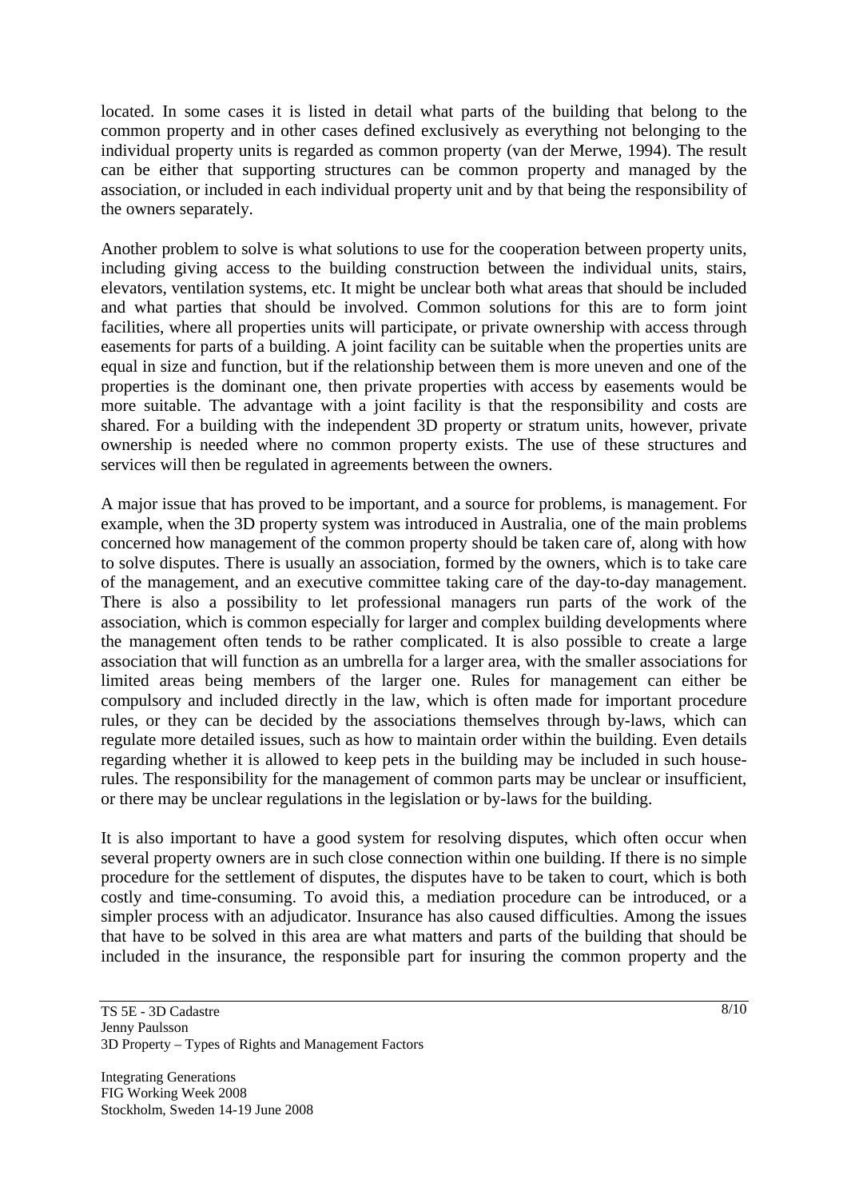located. In some cases it is listed in detail what parts of the building that belong to the common property and in other cases defined exclusively as everything not belonging to the individual property units is regarded as common property (van der Merwe, 1994). The result can be either that supporting structures can be common property and managed by the association, or included in each individual property unit and by that being the responsibility of the owners separately.

Another problem to solve is what solutions to use for the cooperation between property units, including giving access to the building construction between the individual units, stairs, elevators, ventilation systems, etc. It might be unclear both what areas that should be included and what parties that should be involved. Common solutions for this are to form joint facilities, where all properties units will participate, or private ownership with access through easements for parts of a building. A joint facility can be suitable when the properties units are equal in size and function, but if the relationship between them is more uneven and one of the properties is the dominant one, then private properties with access by easements would be more suitable. The advantage with a joint facility is that the responsibility and costs are shared. For a building with the independent 3D property or stratum units, however, private ownership is needed where no common property exists. The use of these structures and services will then be regulated in agreements between the owners.

A major issue that has proved to be important, and a source for problems, is management. For example, when the 3D property system was introduced in Australia, one of the main problems concerned how management of the common property should be taken care of, along with how to solve disputes. There is usually an association, formed by the owners, which is to take care of the management, and an executive committee taking care of the day-to-day management. There is also a possibility to let professional managers run parts of the work of the association, which is common especially for larger and complex building developments where the management often tends to be rather complicated. It is also possible to create a large association that will function as an umbrella for a larger area, with the smaller associations for limited areas being members of the larger one. Rules for management can either be compulsory and included directly in the law, which is often made for important procedure rules, or they can be decided by the associations themselves through by-laws, which can regulate more detailed issues, such as how to maintain order within the building. Even details regarding whether it is allowed to keep pets in the building may be included in such house-rules. The responsibility for the management of common parts may be unclear or insufficient, or there may be unclear regulations in the legislation or by-laws for the building.

It is also important to have a good system for resolving disputes, which often occur when several property owners are in such close connection within one building. If there is no simple procedure for the settlement of disputes, the disputes have to be taken to court, which is both costly and time-consuming. To avoid this, a mediation procedure can be introduced, or a simpler process with an adjudicator. Insurance has also caused difficulties. Among the issues that have to be solved in this area are what matters and parts of the building that should be included in the insurance, the responsible part for insuring the common property and the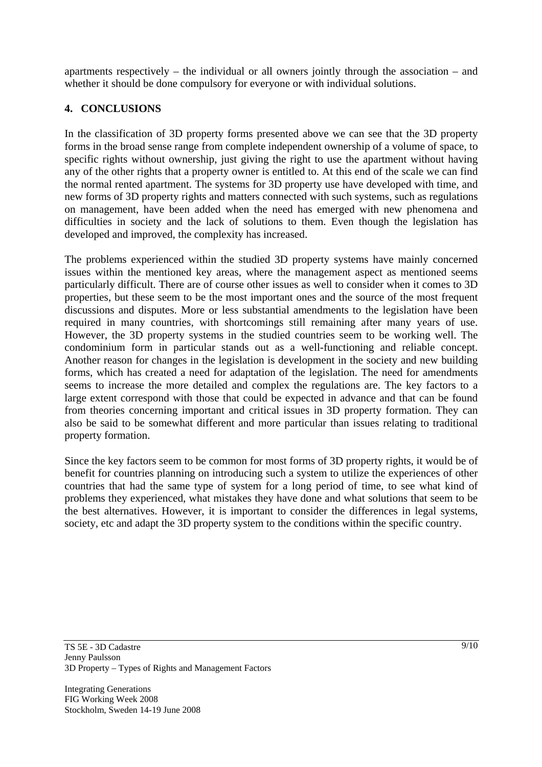apartments respectively – the individual or all owners jointly through the association – and whether it should be done compulsory for everyone or with individual solutions.

## 4. CONCLUSIONS

In the classification of 3D property forms presented above we can see that the 3D property forms in the broad sense range from complete independent ownership of a volume of space, to specific rights without ownership, just giving the right to use the apartment without having any of the other rights that a property owner is entitled to. At this end of the scale we can find the normal rented apartment. The systems for 3D property use have developed with time, and new forms of 3D property rights and matters connected with such systems, such as regulations on management, have been added when the need has emerged with new phenomena and difficulties in society and the lack of solutions to them. Even though the legislation has developed and improved, the complexity has increased.

The problems experienced within the studied 3D property systems have mainly concerned issues within the mentioned key areas, where the management aspect as mentioned seems particularly difficult. There are of course other issues as well to consider when it comes to 3D properties, but these seem to be the most important ones and the source of the most frequent discussions and disputes. More or less substantial amendments to the legislation have been required in many countries, with shortcomings still remaining after many years of use. However, the 3D property systems in the studied countries seem to be working well. The condominium form in particular stands out as a well-functioning and reliable concept. Another reason for changes in the legislation is development in the society and new building forms, which has created a need for adaptation of the legislation. The need for amendments seems to increase the more detailed and complex the regulations are. The key factors to a large extent correspond with those that could be expected in advance and that can be found from theories concerning important and critical issues in 3D property formation. They can also be said to be somewhat different and more particular than issues relating to traditional property formation.

Since the key factors seem to be common for most forms of 3D property rights, it would be of benefit for countries planning on introducing such a system to utilize the experiences of other countries that had the same type of system for a long period of time, to see what kind of problems they experienced, what mistakes they have done and what solutions that seem to be the best alternatives. However, it is important to consider the differences in legal systems, society, etc and adapt the 3D property system to the conditions within the specific country.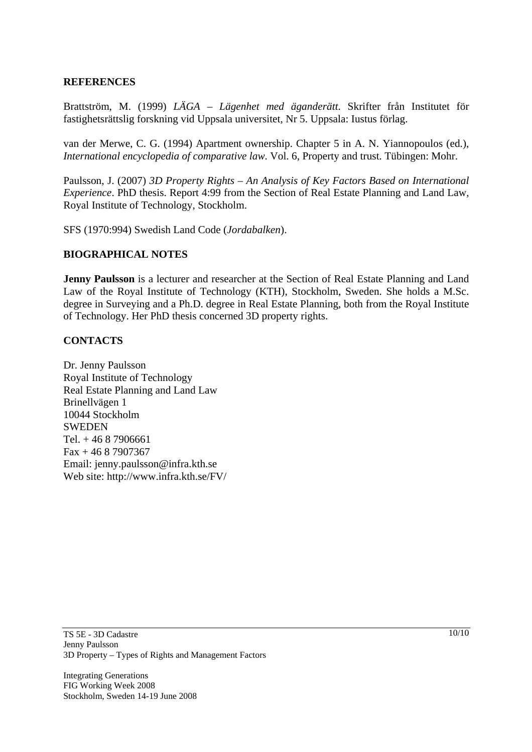## REFERENCES

Brattström, M. (1999) *LÄGA – Lägenhet med äganderätt*. Skrifter från Institutet för fastighetsrättslig forskning vid Uppsala universitet, Nr 5. Uppsala: Iustus förlag.

van der Merwe, C. G. (1994) Apartment ownership. Chapter 5 in A. N. Yiannopoulos (ed.), *International encyclopedia of comparative law*. Vol. 6, Property and trust. Tübingen: Mohr.

Paulsson, J. (2007) *3D Property Rights – An Analysis of Key Factors Based on International Experience*. PhD thesis. Report 4:99 from the Section of Real Estate Planning and Land Law, Royal Institute of Technology, Stockholm.

SFS (1970:994) Swedish Land Code (*Jordabalken*).

## BIOGRAPHICAL NOTES

**Jenny Paulsson** is a lecturer and researcher at the Section of Real Estate Planning and Land Law of the Royal Institute of Technology (KTH), Stockholm, Sweden. She holds a M.Sc. degree in Surveying and a Ph.D. degree in Real Estate Planning, both from the Royal Institute of Technology. Her PhD thesis concerned 3D property rights.

## CONTACTS

Dr. Jenny Paulsson
Royal Institute of Technology
Real Estate Planning and Land Law
Brinellvägen 1
10044 Stockholm
SWEDEN
Tel. + 46 8 7906661
Fax + 46 8 7907367
Email: jenny.paulsson@infra.kth.se
Web site: http://www.infra.kth.se/FV/